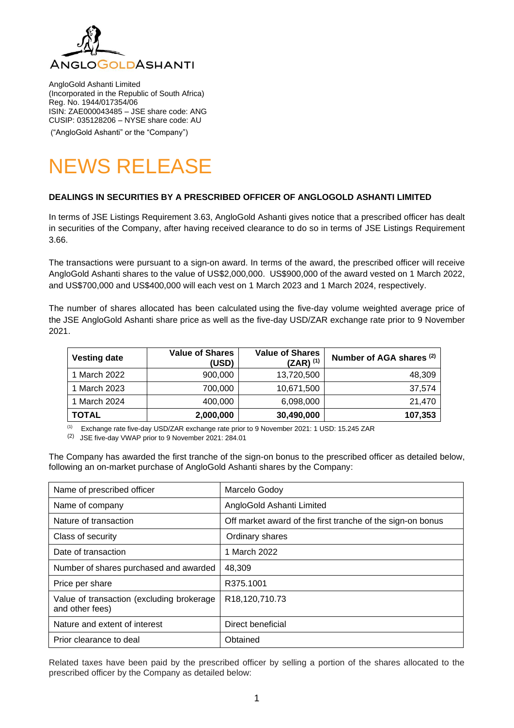ANGLOGOLDASHANTI

AngloGold Ashanti Limited
(Incorporated in the Republic of South Africa)
Reg. No. 1944/017354/06
ISIN: ZAE000043485 – JSE share code: ANG
CUSIP: 035128206 – NYSE share code: AU

("AngloGold Ashanti" or the "Company")

# NEWS RELEASE

**DEALINGS IN SECURITIES BY A PRESCRIBED OFFICER OF ANGLOGOLD ASHANTI LIMITED**

In terms of JSE Listings Requirement 3.63, AngloGold Ashanti gives notice that a prescribed officer has dealt in securities of the Company, after having received clearance to do so in terms of JSE Listings Requirement 3.66.

The transactions were pursuant to a sign-on award. In terms of the award, the prescribed officer will receive AngloGold Ashanti shares to the value of US$2,000,000. US$900,000 of the award vested on 1 March 2022, and US$700,000 and US$400,000 will each vest on 1 March 2023 and 1 March 2024, respectively.

The number of shares allocated has been calculated using the five-day volume weighted average price of the JSE AngloGold Ashanti share price as well as the five-day USD/ZAR exchange rate prior to 9 November 2021.

| Vesting date | Value of Shares (USD) | Value of Shares (ZAR) [1] | Number of AGA shares [2] |
|---|---|---|---|
| 1 March 2022 | 900,000 | 13,720,500 | 48,309 |
| 1 March 2023 | 700,000 | 10,671,500 | 37,574 |
| 1 March 2024 | 400,000 | 6,098,000 | 21,470 |
| **TOTAL** | **2,000,000** | **30,490,000** | **107,353** |

[1] Exchange rate five-day USD/ZAR exchange rate prior to 9 November 2021: 1 USD: 15.245 ZAR

[2] JSE five-day VWAP prior to 9 November 2021: 284.01

The Company has awarded the first tranche of the sign-on bonus to the prescribed officer as detailed below, following an on-market purchase of AngloGold Ashanti shares by the Company:

| | |
|---|---|
| Name of prescribed officer | Marcelo Godoy |
| Name of company | AngloGold Ashanti Limited |
| Nature of transaction | Off market award of the first tranche of the sign-on bonus |
| Class of security | Ordinary shares |
| Date of transaction | 1 March 2022 |
| Number of shares purchased and awarded | 48,309 |
| Price per share | R375.1001 |
| Value of transaction (excluding brokerage and other fees) | R18,120,710.73 |
| Nature and extent of interest | Direct beneficial |
| Prior clearance to deal | Obtained |

Related taxes have been paid by the prescribed officer by selling a portion of the shares allocated to the prescribed officer by the Company as detailed below: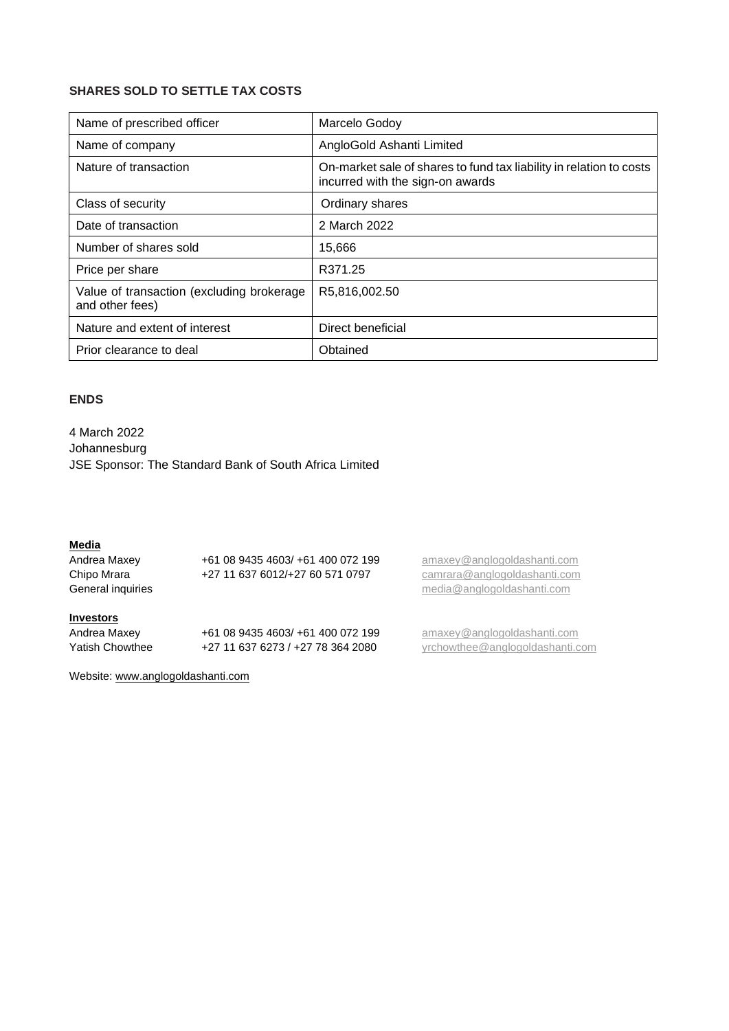**SHARES SOLD TO SETTLE TAX COSTS**

| | |
|---|---|
| Name of prescribed officer | Marcelo Godoy |
| Name of company | AngloGold Ashanti Limited |
| Nature of transaction | On-market sale of shares to fund tax liability in relation to costs incurred with the sign-on awards |
| Class of security | Ordinary shares |
| Date of transaction | 2 March 2022 |
| Number of shares sold | 15,666 |
| Price per share | R371.25 |
| Value of transaction (excluding brokerage and other fees) | R5,816,002.50 |
| Nature and extent of interest | Direct beneficial |
| Prior clearance to deal | Obtained |

**ENDS**

4 March 2022
Johannesburg
JSE Sponsor: The Standard Bank of South Africa Limited

**Media**

| | | |
|---|---|---|
| Andrea Maxey | +61 08 9435 4603/ +61 400 072 199 | amaxey@anglogoldashanti.com |
| Chipo Mrara | +27 11 637 6012/+27 60 571 0797 | camrara@anglogoldashanti.com |
| General inquiries | | media@anglogoldashanti.com |

**Investors**

| | | |
|---|---|---|
| Andrea Maxey | +61 08 9435 4603/ +61 400 072 199 | amaxey@anglogoldashanti.com |
| Yatish Chowthee | +27 11 637 6273 / +27 78 364 2080 | yrchowthee@anglogoldashanti.com |

Website: www.anglogoldashanti.com